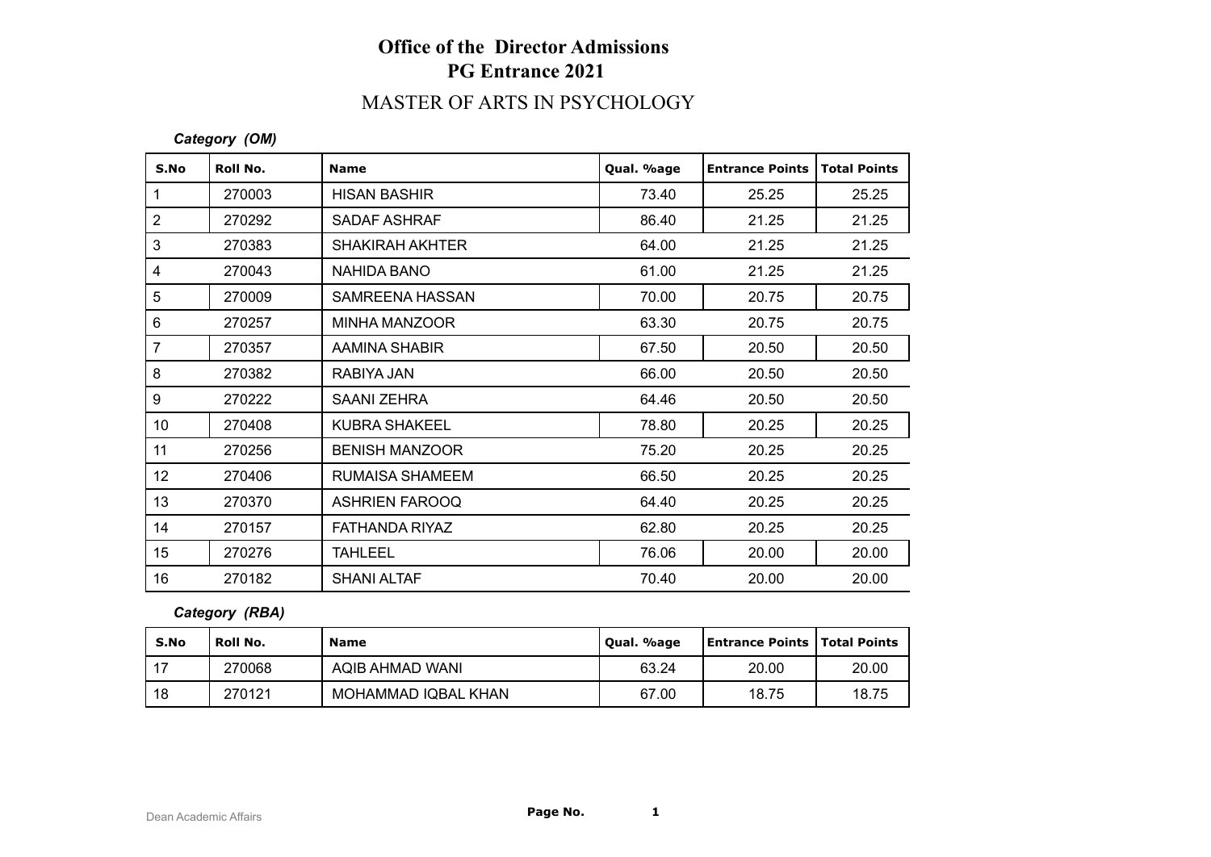# Office of the Director Admissions
## PG Entrance 2021

## MASTER OF ARTS IN PSYCHOLOGY

***Category (OM)***

| S.No | Roll No. | Name | Qual. %age | Entrance Points | Total Points |
|---|---|---|---|---|---|
| 1 | 270003 | HISAN BASHIR | 73.40 | 25.25 | 25.25 |
| 2 | 270292 | SADAF ASHRAF | 86.40 | 21.25 | 21.25 |
| 3 | 270383 | SHAKIRAH AKHTER | 64.00 | 21.25 | 21.25 |
| 4 | 270043 | NAHIDA BANO | 61.00 | 21.25 | 21.25 |
| 5 | 270009 | SAMREENA HASSAN | 70.00 | 20.75 | 20.75 |
| 6 | 270257 | MINHA MANZOOR | 63.30 | 20.75 | 20.75 |
| 7 | 270357 | AAMINA SHABIR | 67.50 | 20.50 | 20.50 |
| 8 | 270382 | RABIYA JAN | 66.00 | 20.50 | 20.50 |
| 9 | 270222 | SAANI ZEHRA | 64.46 | 20.50 | 20.50 |
| 10 | 270408 | KUBRA SHAKEEL | 78.80 | 20.25 | 20.25 |
| 11 | 270256 | BENISH MANZOOR | 75.20 | 20.25 | 20.25 |
| 12 | 270406 | RUMAISA SHAMEEM | 66.50 | 20.25 | 20.25 |
| 13 | 270370 | ASHRIEN FAROOQ | 64.40 | 20.25 | 20.25 |
| 14 | 270157 | FATHANDA RIYAZ | 62.80 | 20.25 | 20.25 |
| 15 | 270276 | TAHLEEL | 76.06 | 20.00 | 20.00 |
| 16 | 270182 | SHANI ALTAF | 70.40 | 20.00 | 20.00 |

***Category (RBA)***

| S.No | Roll No. | Name | Qual. %age | Entrance Points | Total Points |
|---|---|---|---|---|---|
| 17 | 270068 | AQIB AHMAD WANI | 63.24 | 20.00 | 20.00 |
| 18 | 270121 | MOHAMMAD IQBAL KHAN | 67.00 | 18.75 | 18.75 |

Dean Academic Affairs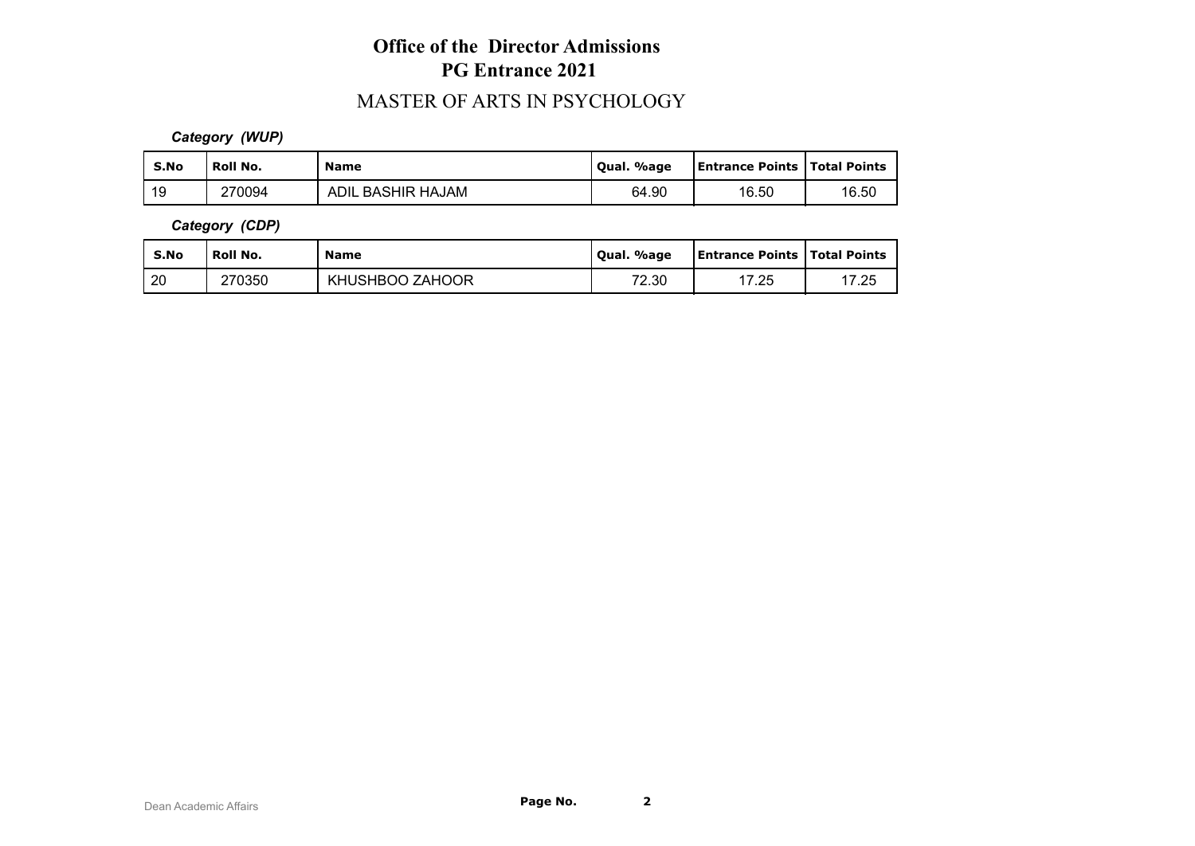# Office of the Director Admissions
## PG Entrance 2021

## MASTER OF ARTS IN PSYCHOLOGY

***Category (WUP)***

| S.No | Roll No. | Name | Qual. %age | Entrance Points | Total Points |
|---|---|---|---|---|---|
| 19 | 270094 | ADIL BASHIR HAJAM | 64.90 | 16.50 | 16.50 |

***Category (CDP)***

| S.No | Roll No. | Name | Qual. %age | Entrance Points | Total Points |
|---|---|---|---|---|---|
| 20 | 270350 | KHUSHBOO ZAHOOR | 72.30 | 17.25 | 17.25 |

Dean Academic Affairs